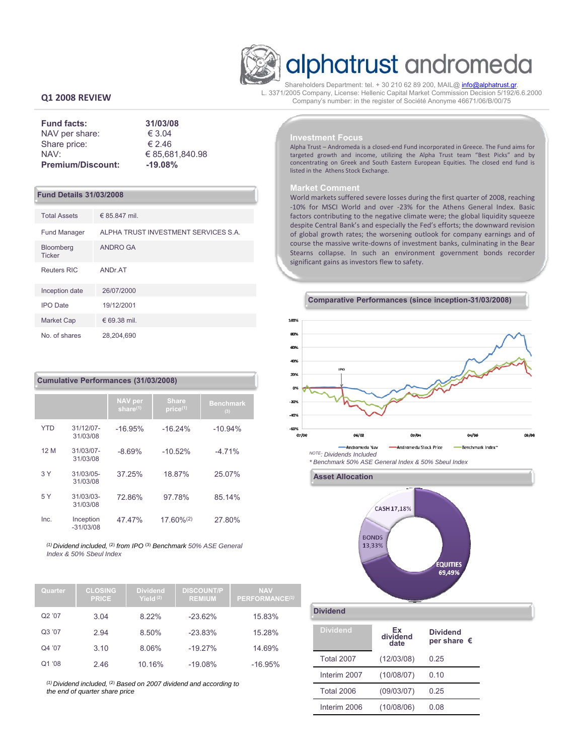# alphatrust andromeda

Shareholders Department: tel. + 30 210 62 89 200, MAIL@ info@alphatrust.gr.
L. 3371/2005 Company, License: Hellenic Capital Market Commission Decision 5/192/6.6.2000
Company's number: in the register of Société Anonyme 46671/06/B/00/75

## Q1 2008 REVIEW

| **Fund facts:** | **31/03/08** |
|---|---|
| NAV per share: | € 3.04 |
| Share price: | € 2.46 |
| NAV: | € 85,681,840.98 |
| **Premium/Discount:** | **-19.08%** |

### Fund Details 31/03/2008

| | |
|---|---|
| Total Assets | € 85.847 mil. |
| Fund Manager | ALPHA TRUST INVESTMENT SERVICES S.A. |
| Bloomberg Ticker | ANDRO GA |
| Reuters RIC | ANDr.AT |
| Inception date | 26/07/2000 |
| IPO Date | 19/12/2001 |
| Market Cap | € 69.38 mil. |
| No. of shares | 28,204,690 |

### Cumulative Performances (31/03/2008)

| | | NAV per share(1) | Share price(1) | Benchmark (3) |
|---|---|---|---|---|
| YTD | 31/12/07-31/03/08 | -16.95% | -16.24% | -10.94% |
| 12 M | 31/03/07-31/03/08 | -8.69% | -10.52% | -4.71% |
| 3 Y | 31/03/05-31/03/08 | 37.25% | 18.87% | 25.07% |
| 5 Y | 31/03/03-31/03/08 | 72.86% | 97.78% | 85.14% |
| Inc. | Inception -31/03/08 | 47.47% | 17.60%(2) | 27.80% |

*(1) Dividend included, (2) from IPO (3) Benchmark 50% ASE General Index & 50% Sbeul Index*

| Quarter | CLOSING PRICE | Dividend Yield (2) | DISCOUNT/PREMIUM | NAV PERFORMANCE(1) |
|---|---|---|---|---|
| Q2 '07 | 3.04 | 8.22% | -23.62% | 15.83% |
| Q3 '07 | 2.94 | 8.50% | -23.83% | 15.28% |
| Q4 '07 | 3.10 | 8.06% | -19.27% | 14.69% |
| Q1 '08 | 2.46 | 10.16% | -19.08% | -16.95% |

*(1) Dividend included, (2) Based on 2007 dividend and according to the end of quarter share price*

### Investment Focus

Alpha Trust – Andromeda is a closed-end Fund incorporated in Greece. The Fund aims for targeted growth and income, utilizing the Alpha Trust team "Best Picks" and by concentrating on Greek and South Eastern European Equities. The closed end fund is listed in the Athens Stock Exchange.

### Market Comment

World markets suffered severe losses during the first quarter of 2008, reaching -10% for MSCI World and over -23% for the Athens General Index. Basic factors contributing to the negative climate were; the global liquidity squeeze despite Central Bank's and especially the Fed's efforts; the downward revision of global growth rates; the worsening outlook for company earnings and of course the massive write-downs of investment banks, culminating in the Bear Stearns collapse. In such an environment government bonds recorder significant gains as investors flew to safety.

### Comparative Performances (since inception-31/03/2008)

Andromeda Nav — Andromeda Stock Price — Benchmark Index*

NOTE: Dividends Included

*\* Benchmark 50% ASE General Index & 50% Sbeul Index*

### Asset Allocation

CASH 17,18%
BONDS 13,33%
EQUITIES 69,49%

### Dividend

| Dividend | Ex dividend date | Dividend per share € |
|---|---|---|
| Total 2007 | (12/03/08) | 0.25 |
| Interim 2007 | (10/08/07) | 0.10 |
| Total 2006 | (09/03/07) | 0.25 |
| Interim 2006 | (10/08/06) | 0.08 |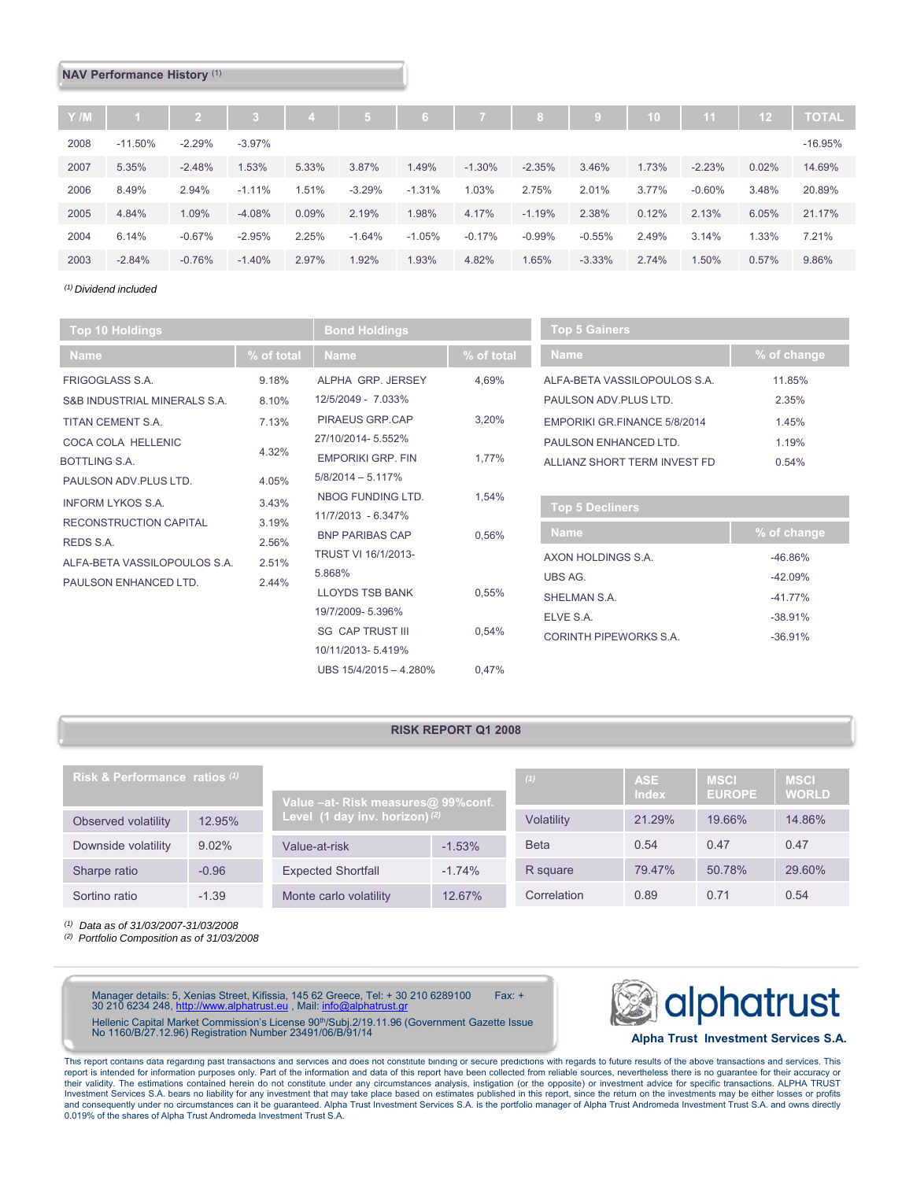## NAV Performance History [1]

| Y /M | 1 | 2 | 3 | 4 | 5 | 6 | 7 | 8 | 9 | 10 | 11 | 12 | TOTAL |
|---|---|---|---|---|---|---|---|---|---|---|---|---|---|
| 2008 | -11.50% | -2.29% | -3.97% | | | | | | | | | | -16.95% |
| 2007 | 5.35% | -2.48% | 1.53% | 5.33% | 3.87% | 1.49% | -1.30% | -2.35% | 3.46% | 1.73% | -2.23% | 0.02% | 14.69% |
| 2006 | 8.49% | 2.94% | -1.11% | 1.51% | -3.29% | -1.31% | 1.03% | 2.75% | 2.01% | 3.77% | -0.60% | 3.48% | 20.89% |
| 2005 | 4.84% | 1.09% | -4.08% | 0.09% | 2.19% | 1.98% | 4.17% | -1.19% | 2.38% | 0.12% | 2.13% | 6.05% | 21.17% |
| 2004 | 6.14% | -0.67% | -2.95% | 2.25% | -1.64% | -1.05% | -0.17% | -0.99% | -0.55% | 2.49% | 3.14% | 1.33% | 7.21% |
| 2003 | -2.84% | -0.76% | -1.40% | 2.97% | 1.92% | 1.93% | 4.82% | 1.65% | -3.33% | 2.74% | 1.50% | 0.57% | 9.86% |

[1] *Dividend included*

### Top 10 Holdings

| Name | % of total |
|---|---|
| FRIGOGLASS S.A. | 9.18% |
| S&B INDUSTRIAL MINERALS S.A. | 8.10% |
| TITAN CEMENT S.A. | 7.13% |
| COCA COLA HELLENIC BOTTLING S.A. | 4.32% |
| PAULSON ADV.PLUS LTD. | 4.05% |
| INFORM LYKOS S.A. | 3.43% |
| RECONSTRUCTION CAPITAL | 3.19% |
| REDS S.A. | 2.56% |
| ALFA-BETA VASSILOPOULOS S.A. | 2.51% |
| PAULSON ENHANCED LTD. | 2.44% |

### Bond Holdings

| Name | % of total |
|---|---|
| ALPHA GRP. JERSEY 12/5/2049 - 7.033% | 4,69% |
| PIRAEUS GRP.CAP 27/10/2014- 5.552% | 3,20% |
| EMPORIKI GRP. FIN 5/8/2014 – 5.117% | 1,77% |
| NBOG FUNDING LTD. 11/7/2013 - 6.347% | 1,54% |
| BNP PARIBAS CAP TRUST VI 16/1/2013- 5.868% | 0,56% |
| LLOYDS TSB BANK 19/7/2009- 5.396% | 0,55% |
| SG CAP TRUST III 10/11/2013- 5.419% | 0,54% |
| UBS 15/4/2015 – 4.280% | 0,47% |

### Top 5 Gainers

| Name | % of change |
|---|---|
| ALFA-BETA VASSILOPOULOS S.A. | 11.85% |
| PAULSON ADV.PLUS LTD. | 2.35% |
| EMPORIKI GR.FINANCE 5/8/2014 | 1.45% |
| PAULSON ENHANCED LTD. | 1.19% |
| ALLIANZ SHORT TERM INVEST FD | 0.54% |

### Top 5 Decliners

| Name | % of change |
|---|---|
| AXON HOLDINGS S.A. | -46.86% |
| UBS AG. | -42.09% |
| SHELMAN S.A. | -41.77% |
| ELVE S.A. | -38.91% |
| CORINTH PIPEWORKS S.A. | -36.91% |

## RISK REPORT Q1 2008

| Risk & Performance ratios [1] | |
|---|---|
| Observed volatility | 12.95% |
| Downside volatility | 9.02% |
| Sharpe ratio | -0.96 |
| Sortino ratio | -1.39 |

| Value –at- Risk measures@ 99%conf. Level (1 day inv. horizon) [2] | |
|---|---|
| Value-at-risk | -1.53% |
| Expected Shortfall | -1.74% |
| Monte carlo volatility | 12.67% |

| [1] | ASE Index | MSCI EUROPE | MSCI WORLD |
|---|---|---|---|
| Volatility | 21.29% | 19.66% | 14.86% |
| Beta | 0.54 | 0.47 | 0.47 |
| R square | 79.47% | 50.78% | 29.60% |
| Correlation | 0.89 | 0.71 | 0.54 |

[1] *Data as of 31/03/2007-31/03/2008*
[2] *Portfolio Composition as of 31/03/2008*

Manager details: 5, Xenias Street, Kifissia, 145 62 Greece, Tel: + 30 210 6289100 Fax: + 30 210 6234 248, http://www.alphatrust.eu , Mail: info@alphatrust.gr

Hellenic Capital Market Commission's License 90th/Subj.2/19.11.96 (Government Gazette Issue No 1160/B/27.12.96) Registration Number 23491/06/B/91/14

alphatrust

**Alpha Trust Investment Services S.A.**

This report contains data regarding past transactions and services and does not constitute binding or secure predictions with regards to future results of the above transactions and services. This report is intended for information purposes only. Part of the information and data of this report have been collected from reliable sources, nevertheless there is no guarantee for their accuracy or their validity. The estimations contained herein do not constitute under any circumstances analysis, instigation (or the opposite) or investment advice for specific transactions. ALPHA TRUST Investment Services S.A. bears no liability for any investment that may take place based on estimates published in this report, since the return on the investments may be either losses or profits and consequently under no circumstances can it be guaranteed. Alpha Trust Investment Services S.A. is the portfolio manager of Alpha Trust Andromeda Investment Trust S.A. and owns directly 0.019% of the shares of Alpha Trust Andromeda Investment Trust S.A.